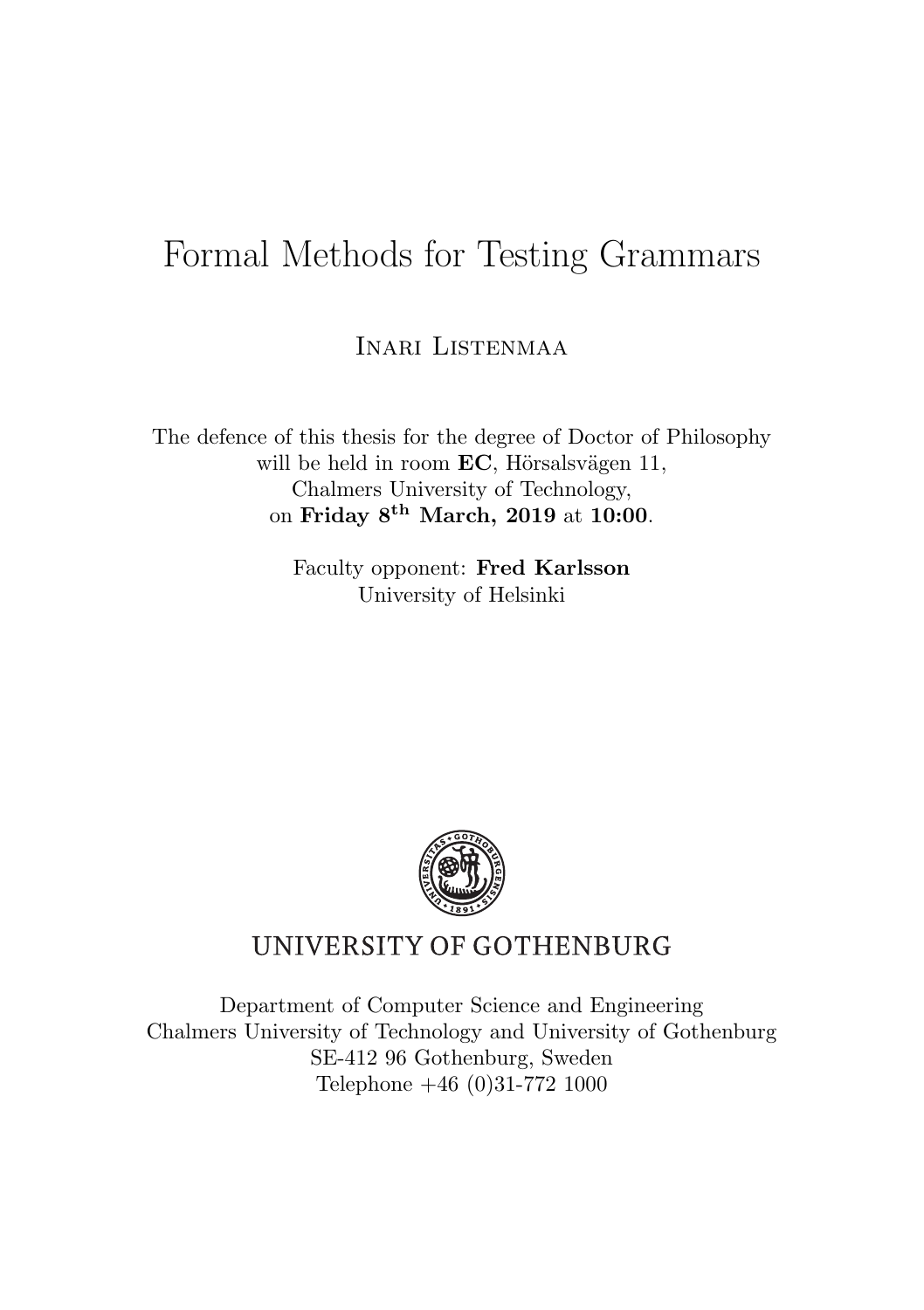# Formal Methods for Testing Grammars

INARI LISTENMAA

The defence of this thesis for the degree of Doctor of Philosophy
will be held in room **EC**, Hörsalsvägen 11,
Chalmers University of Technology,
on **Friday 8$^{\text{th}}$ March, 2019** at **10:00**.

Faculty opponent: **Fred Karlsson**
University of Helsinki

UNIVERSITY OF GOTHENBURG

Department of Computer Science and Engineering
Chalmers University of Technology and University of Gothenburg
SE-412 96 Gothenburg, Sweden
Telephone +46 (0)31-772 1000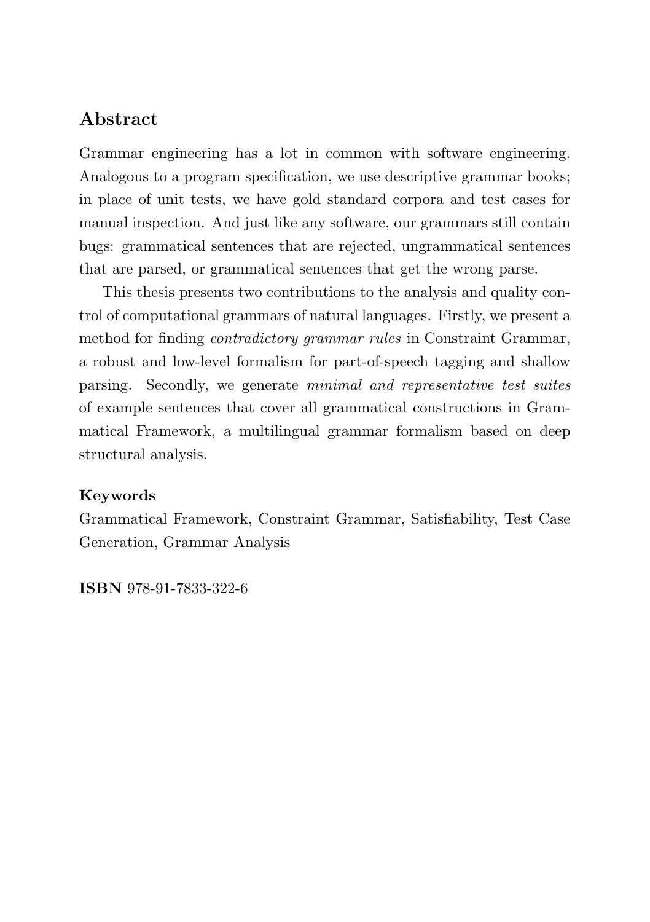## Abstract

Grammar engineering has a lot in common with software engineering. Analogous to a program specification, we use descriptive grammar books; in place of unit tests, we have gold standard corpora and test cases for manual inspection. And just like any software, our grammars still contain bugs: grammatical sentences that are rejected, ungrammatical sentences that are parsed, or grammatical sentences that get the wrong parse.

This thesis presents two contributions to the analysis and quality control of computational grammars of natural languages. Firstly, we present a method for finding *contradictory grammar rules* in Constraint Grammar, a robust and low-level formalism for part-of-speech tagging and shallow parsing. Secondly, we generate *minimal and representative test suites* of example sentences that cover all grammatical constructions in Grammatical Framework, a multilingual grammar formalism based on deep structural analysis.

**Keywords**
Grammatical Framework, Constraint Grammar, Satisfiability, Test Case Generation, Grammar Analysis

**ISBN** 978-91-7833-322-6